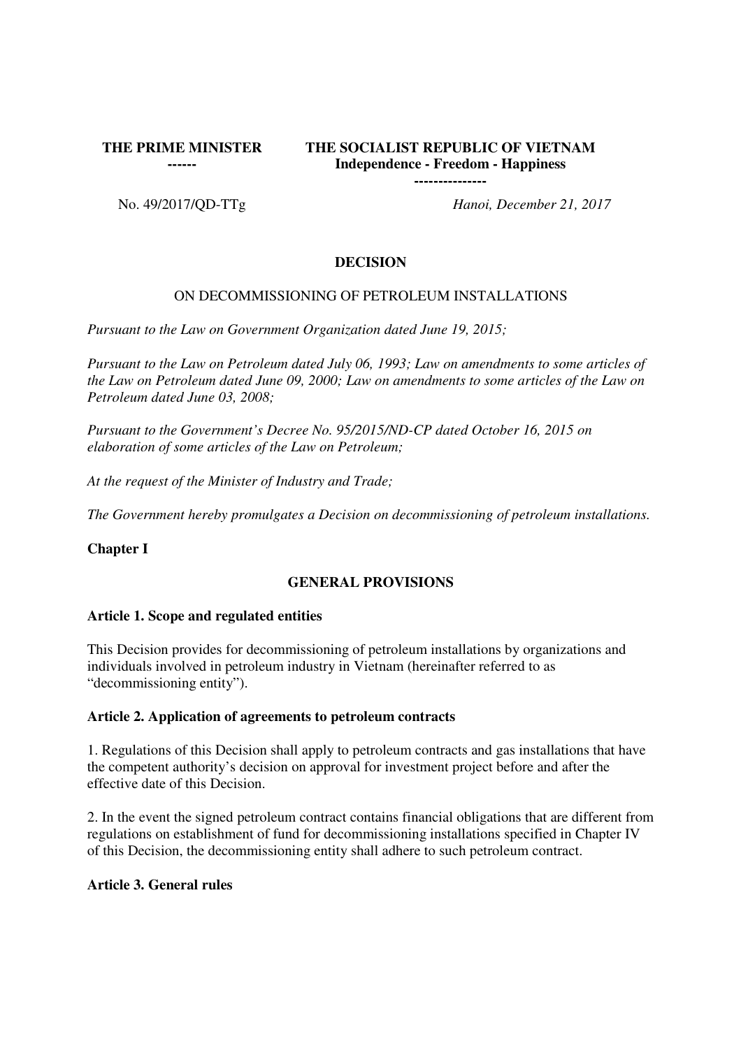**THE PRIME MINISTER**
**------**

**THE SOCIALIST REPUBLIC OF VIETNAM**
**Independence - Freedom - Happiness**
**---------------**

No. 49/2017/QD-TTg

*Hanoi, December 21, 2017*

# DECISION

## ON DECOMMISSIONING OF PETROLEUM INSTALLATIONS

*Pursuant to the Law on Government Organization dated June 19, 2015;*

*Pursuant to the Law on Petroleum dated July 06, 1993; Law on amendments to some articles of the Law on Petroleum dated June 09, 2000; Law on amendments to some articles of the Law on Petroleum dated June 03, 2008;*

*Pursuant to the Government's Decree No. 95/2015/ND-CP dated October 16, 2015 on elaboration of some articles of the Law on Petroleum;*

*At the request of the Minister of Industry and Trade;*

*The Government hereby promulgates a Decision on decommissioning of petroleum installations.*

## Chapter I

## GENERAL PROVISIONS

### Article 1. Scope and regulated entities

This Decision provides for decommissioning of petroleum installations by organizations and individuals involved in petroleum industry in Vietnam (hereinafter referred to as "decommissioning entity").

### Article 2. Application of agreements to petroleum contracts

1. Regulations of this Decision shall apply to petroleum contracts and gas installations that have the competent authority's decision on approval for investment project before and after the effective date of this Decision.

2. In the event the signed petroleum contract contains financial obligations that are different from regulations on establishment of fund for decommissioning installations specified in Chapter IV of this Decision, the decommissioning entity shall adhere to such petroleum contract.

### Article 3. General rules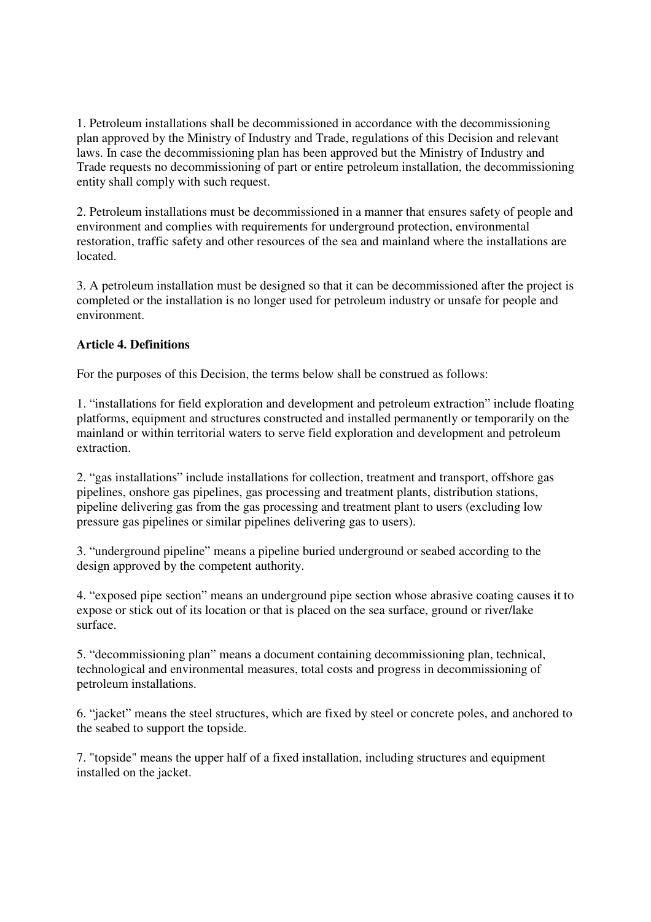1. Petroleum installations shall be decommissioned in accordance with the decommissioning plan approved by the Ministry of Industry and Trade, regulations of this Decision and relevant laws. In case the decommissioning plan has been approved but the Ministry of Industry and Trade requests no decommissioning of part or entire petroleum installation, the decommissioning entity shall comply with such request.

2. Petroleum installations must be decommissioned in a manner that ensures safety of people and environment and complies with requirements for underground protection, environmental restoration, traffic safety and other resources of the sea and mainland where the installations are located.

3. A petroleum installation must be designed so that it can be decommissioned after the project is completed or the installation is no longer used for petroleum industry or unsafe for people and environment.

**Article 4. Definitions**

For the purposes of this Decision, the terms below shall be construed as follows:

1. "installations for field exploration and development and petroleum extraction" include floating platforms, equipment and structures constructed and installed permanently or temporarily on the mainland or within territorial waters to serve field exploration and development and petroleum extraction.

2. "gas installations" include installations for collection, treatment and transport, offshore gas pipelines, onshore gas pipelines, gas processing and treatment plants, distribution stations, pipeline delivering gas from the gas processing and treatment plant to users (excluding low pressure gas pipelines or similar pipelines delivering gas to users).

3. "underground pipeline" means a pipeline buried underground or seabed according to the design approved by the competent authority.

4. "exposed pipe section" means an underground pipe section whose abrasive coating causes it to expose or stick out of its location or that is placed on the sea surface, ground or river/lake surface.

5. "decommissioning plan" means a document containing decommissioning plan, technical, technological and environmental measures, total costs and progress in decommissioning of petroleum installations.

6. "jacket" means the steel structures, which are fixed by steel or concrete poles, and anchored to the seabed to support the topside.

7. "topside" means the upper half of a fixed installation, including structures and equipment installed on the jacket.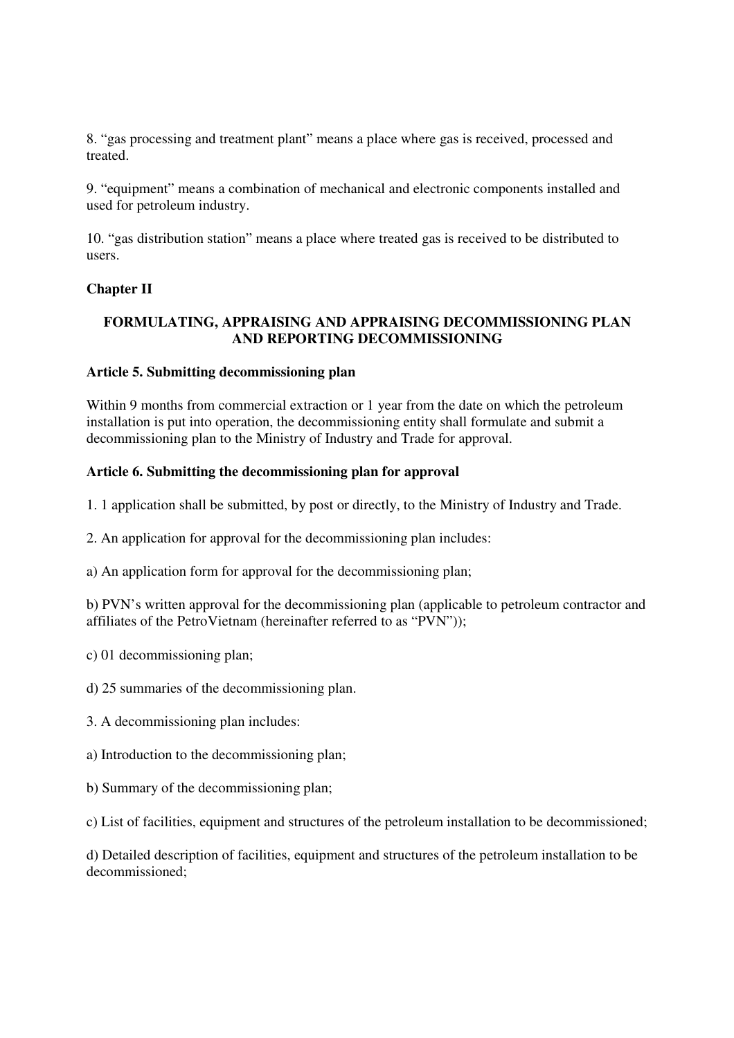8. “gas processing and treatment plant” means a place where gas is received, processed and treated.

9. “equipment” means a combination of mechanical and electronic components installed and used for petroleum industry.

10. “gas distribution station” means a place where treated gas is received to be distributed to users.

## Chapter II

### FORMULATING, APPRAISING AND APPRAISING DECOMMISSIONING PLAN AND REPORTING DECOMMISSIONING

**Article 5. Submitting decommissioning plan**

Within 9 months from commercial extraction or 1 year from the date on which the petroleum installation is put into operation, the decommissioning entity shall formulate and submit a decommissioning plan to the Ministry of Industry and Trade for approval.

**Article 6. Submitting the decommissioning plan for approval**

1. 1 application shall be submitted, by post or directly, to the Ministry of Industry and Trade.

2. An application for approval for the decommissioning plan includes:

a) An application form for approval for the decommissioning plan;

b) PVN’s written approval for the decommissioning plan (applicable to petroleum contractor and affiliates of the PetroVietnam (hereinafter referred to as “PVN”));

c) 01 decommissioning plan;

d) 25 summaries of the decommissioning plan.

3. A decommissioning plan includes:

a) Introduction to the decommissioning plan;

b) Summary of the decommissioning plan;

c) List of facilities, equipment and structures of the petroleum installation to be decommissioned;

d) Detailed description of facilities, equipment and structures of the petroleum installation to be decommissioned;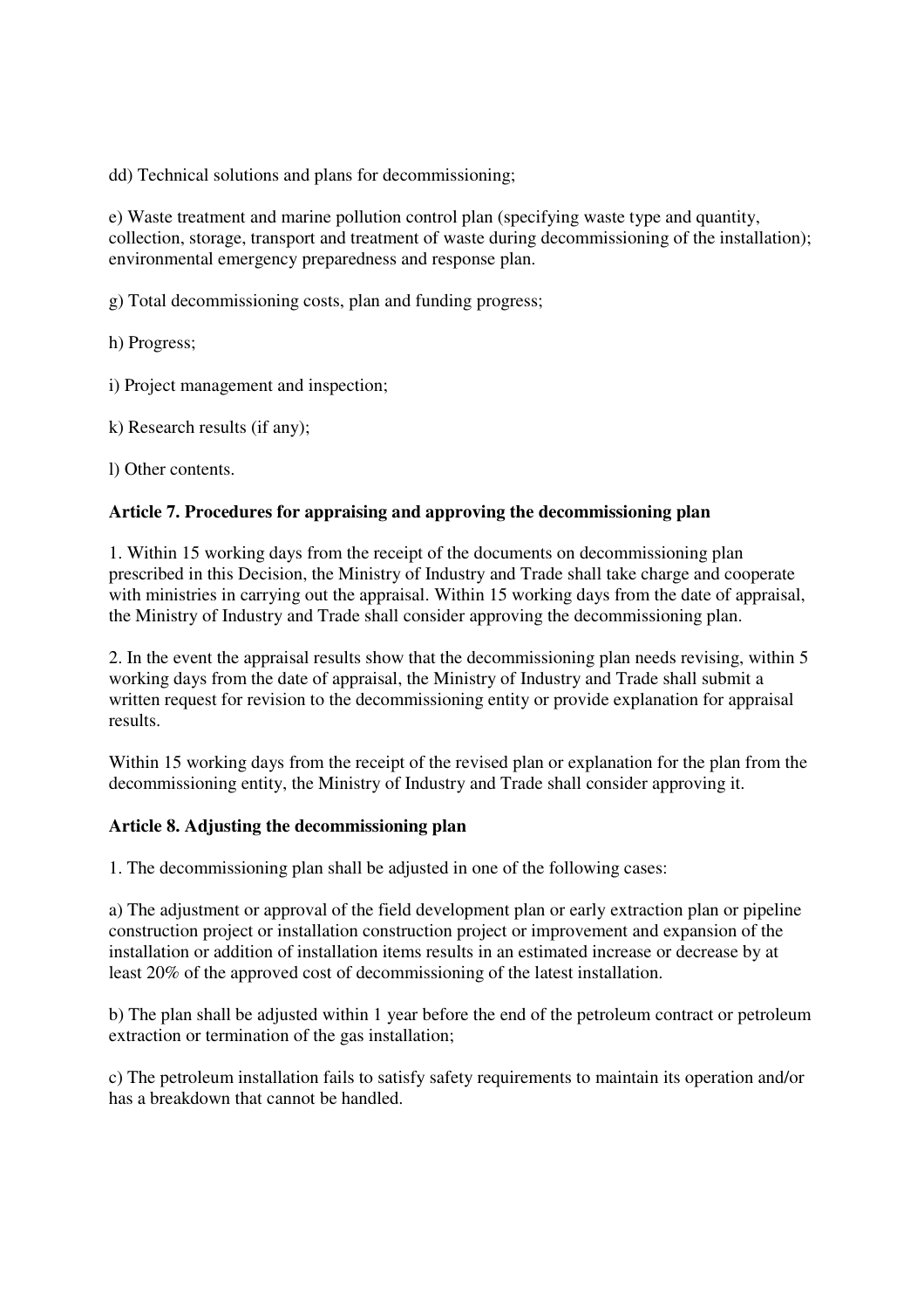dd) Technical solutions and plans for decommissioning;

e) Waste treatment and marine pollution control plan (specifying waste type and quantity, collection, storage, transport and treatment of waste during decommissioning of the installation); environmental emergency preparedness and response plan.

g) Total decommissioning costs, plan and funding progress;

h) Progress;

i) Project management and inspection;

k) Research results (if any);

l) Other contents.

**Article 7. Procedures for appraising and approving the decommissioning plan**

1. Within 15 working days from the receipt of the documents on decommissioning plan prescribed in this Decision, the Ministry of Industry and Trade shall take charge and cooperate with ministries in carrying out the appraisal. Within 15 working days from the date of appraisal, the Ministry of Industry and Trade shall consider approving the decommissioning plan.

2. In the event the appraisal results show that the decommissioning plan needs revising, within 5 working days from the date of appraisal, the Ministry of Industry and Trade shall submit a written request for revision to the decommissioning entity or provide explanation for appraisal results.

Within 15 working days from the receipt of the revised plan or explanation for the plan from the decommissioning entity, the Ministry of Industry and Trade shall consider approving it.

**Article 8. Adjusting the decommissioning plan**

1. The decommissioning plan shall be adjusted in one of the following cases:

a) The adjustment or approval of the field development plan or early extraction plan or pipeline construction project or installation construction project or improvement and expansion of the installation or addition of installation items results in an estimated increase or decrease by at least 20% of the approved cost of decommissioning of the latest installation.

b) The plan shall be adjusted within 1 year before the end of the petroleum contract or petroleum extraction or termination of the gas installation;

c) The petroleum installation fails to satisfy safety requirements to maintain its operation and/or has a breakdown that cannot be handled.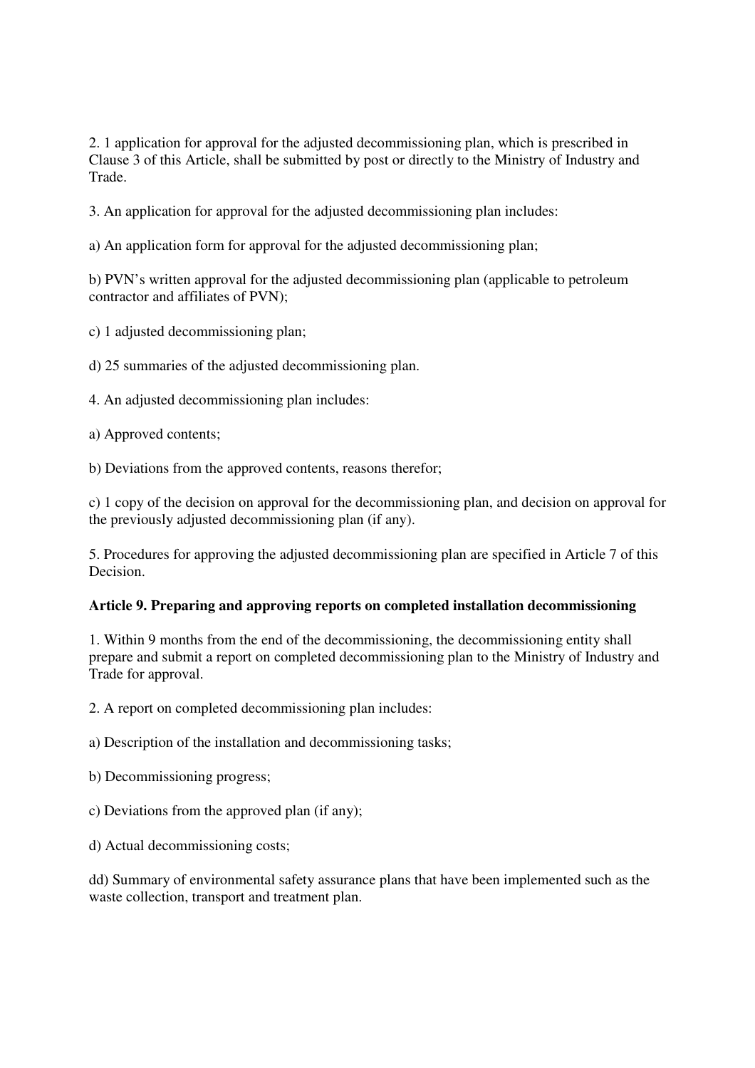2. 1 application for approval for the adjusted decommissioning plan, which is prescribed in Clause 3 of this Article, shall be submitted by post or directly to the Ministry of Industry and Trade.

3. An application for approval for the adjusted decommissioning plan includes:

a) An application form for approval for the adjusted decommissioning plan;

b) PVN's written approval for the adjusted decommissioning plan (applicable to petroleum contractor and affiliates of PVN);

c) 1 adjusted decommissioning plan;

d) 25 summaries of the adjusted decommissioning plan.

4. An adjusted decommissioning plan includes:

a) Approved contents;

b) Deviations from the approved contents, reasons therefor;

c) 1 copy of the decision on approval for the decommissioning plan, and decision on approval for the previously adjusted decommissioning plan (if any).

5. Procedures for approving the adjusted decommissioning plan are specified in Article 7 of this Decision.

**Article 9. Preparing and approving reports on completed installation decommissioning**

1. Within 9 months from the end of the decommissioning, the decommissioning entity shall prepare and submit a report on completed decommissioning plan to the Ministry of Industry and Trade for approval.

2. A report on completed decommissioning plan includes:

a) Description of the installation and decommissioning tasks;

b) Decommissioning progress;

c) Deviations from the approved plan (if any);

d) Actual decommissioning costs;

dd) Summary of environmental safety assurance plans that have been implemented such as the waste collection, transport and treatment plan.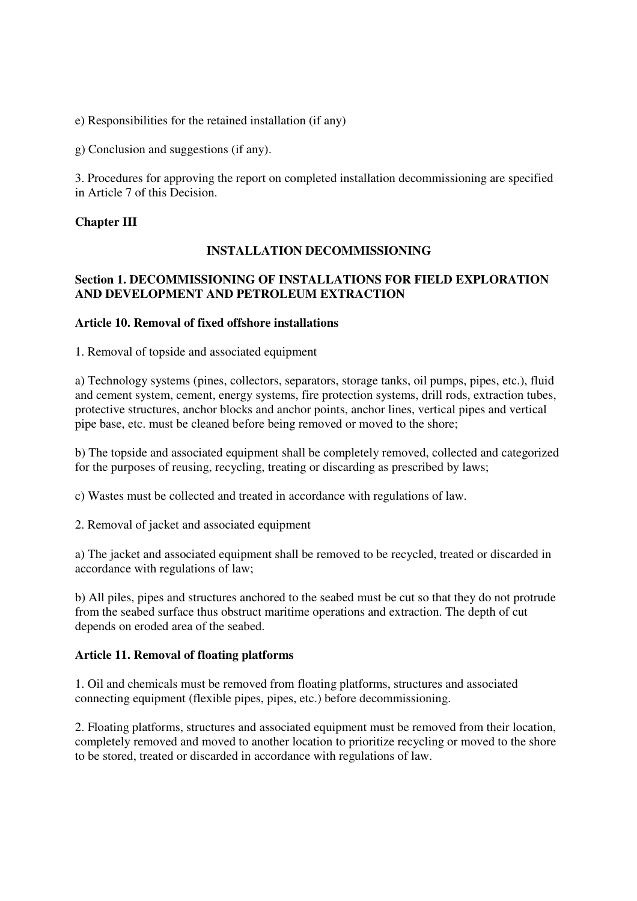e) Responsibilities for the retained installation (if any)

g) Conclusion and suggestions (if any).

3. Procedures for approving the report on completed installation decommissioning are specified in Article 7 of this Decision.

## Chapter III

## INSTALLATION DECOMMISSIONING

### Section 1. DECOMMISSIONING OF INSTALLATIONS FOR FIELD EXPLORATION AND DEVELOPMENT AND PETROLEUM EXTRACTION

#### Article 10. Removal of fixed offshore installations

1. Removal of topside and associated equipment

a) Technology systems (pines, collectors, separators, storage tanks, oil pumps, pipes, etc.), fluid and cement system, cement, energy systems, fire protection systems, drill rods, extraction tubes, protective structures, anchor blocks and anchor points, anchor lines, vertical pipes and vertical pipe base, etc. must be cleaned before being removed or moved to the shore;

b) The topside and associated equipment shall be completely removed, collected and categorized for the purposes of reusing, recycling, treating or discarding as prescribed by laws;

c) Wastes must be collected and treated in accordance with regulations of law.

2. Removal of jacket and associated equipment

a) The jacket and associated equipment shall be removed to be recycled, treated or discarded in accordance with regulations of law;

b) All piles, pipes and structures anchored to the seabed must be cut so that they do not protrude from the seabed surface thus obstruct maritime operations and extraction. The depth of cut depends on eroded area of the seabed.

#### Article 11. Removal of floating platforms

1. Oil and chemicals must be removed from floating platforms, structures and associated connecting equipment (flexible pipes, pipes, etc.) before decommissioning.

2. Floating platforms, structures and associated equipment must be removed from their location, completely removed and moved to another location to prioritize recycling or moved to the shore to be stored, treated or discarded in accordance with regulations of law.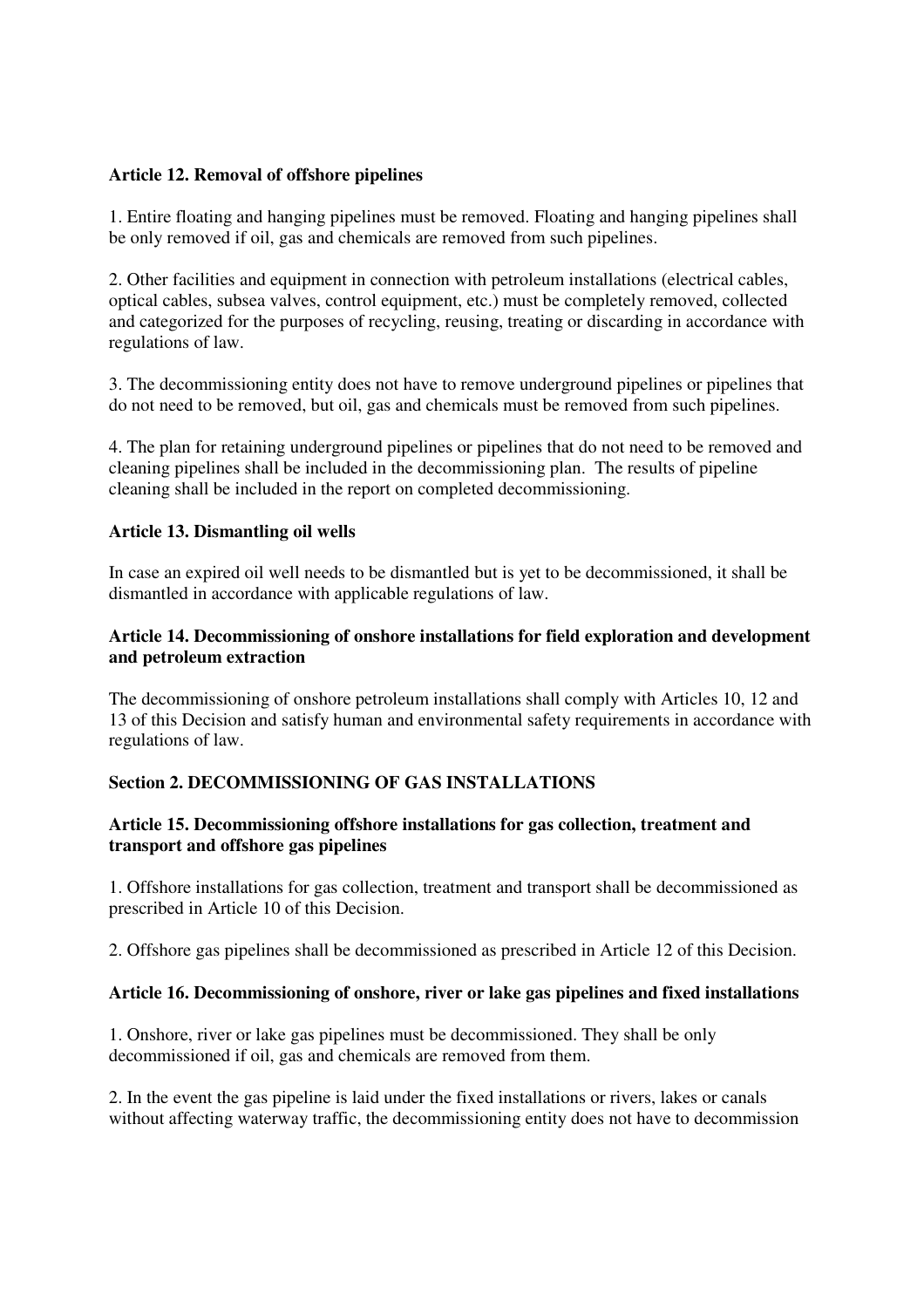**Article 12. Removal of offshore pipelines**

1. Entire floating and hanging pipelines must be removed. Floating and hanging pipelines shall be only removed if oil, gas and chemicals are removed from such pipelines.

2. Other facilities and equipment in connection with petroleum installations (electrical cables, optical cables, subsea valves, control equipment, etc.) must be completely removed, collected and categorized for the purposes of recycling, reusing, treating or discarding in accordance with regulations of law.

3. The decommissioning entity does not have to remove underground pipelines or pipelines that do not need to be removed, but oil, gas and chemicals must be removed from such pipelines.

4. The plan for retaining underground pipelines or pipelines that do not need to be removed and cleaning pipelines shall be included in the decommissioning plan. The results of pipeline cleaning shall be included in the report on completed decommissioning.

**Article 13. Dismantling oil wells**

In case an expired oil well needs to be dismantled but is yet to be decommissioned, it shall be dismantled in accordance with applicable regulations of law.

**Article 14. Decommissioning of onshore installations for field exploration and development and petroleum extraction**

The decommissioning of onshore petroleum installations shall comply with Articles 10, 12 and 13 of this Decision and satisfy human and environmental safety requirements in accordance with regulations of law.

**Section 2. DECOMMISSIONING OF GAS INSTALLATIONS**

**Article 15. Decommissioning offshore installations for gas collection, treatment and transport and offshore gas pipelines**

1. Offshore installations for gas collection, treatment and transport shall be decommissioned as prescribed in Article 10 of this Decision.

2. Offshore gas pipelines shall be decommissioned as prescribed in Article 12 of this Decision.

**Article 16. Decommissioning of onshore, river or lake gas pipelines and fixed installations**

1. Onshore, river or lake gas pipelines must be decommissioned. They shall be only decommissioned if oil, gas and chemicals are removed from them.

2. In the event the gas pipeline is laid under the fixed installations or rivers, lakes or canals without affecting waterway traffic, the decommissioning entity does not have to decommission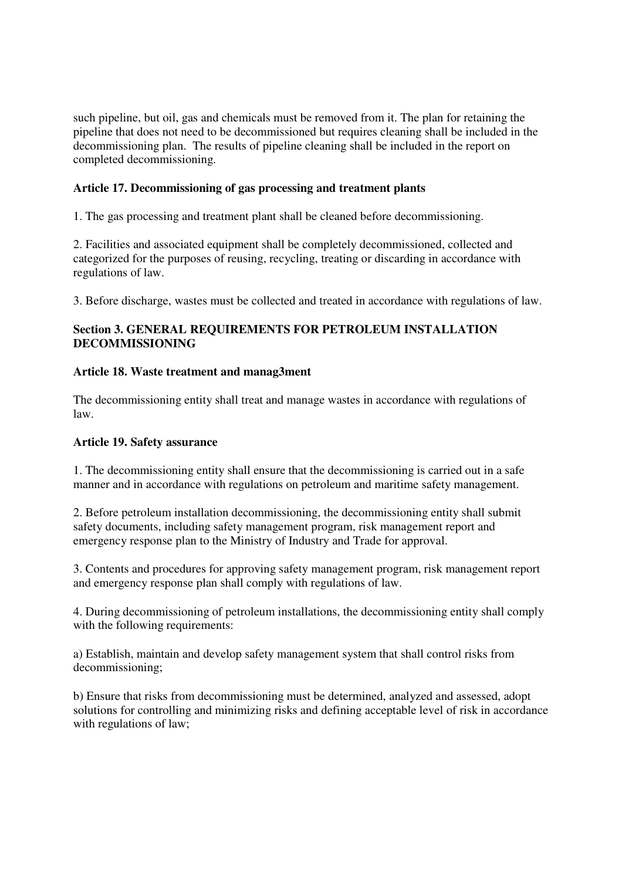such pipeline, but oil, gas and chemicals must be removed from it. The plan for retaining the pipeline that does not need to be decommissioned but requires cleaning shall be included in the decommissioning plan. The results of pipeline cleaning shall be included in the report on completed decommissioning.

**Article 17. Decommissioning of gas processing and treatment plants**

1. The gas processing and treatment plant shall be cleaned before decommissioning.

2. Facilities and associated equipment shall be completely decommissioned, collected and categorized for the purposes of reusing, recycling, treating or discarding in accordance with regulations of law.

3. Before discharge, wastes must be collected and treated in accordance with regulations of law.

**Section 3. GENERAL REQUIREMENTS FOR PETROLEUM INSTALLATION DECOMMISSIONING**

**Article 18. Waste treatment and manag3ment**

The decommissioning entity shall treat and manage wastes in accordance with regulations of law.

**Article 19. Safety assurance**

1. The decommissioning entity shall ensure that the decommissioning is carried out in a safe manner and in accordance with regulations on petroleum and maritime safety management.

2. Before petroleum installation decommissioning, the decommissioning entity shall submit safety documents, including safety management program, risk management report and emergency response plan to the Ministry of Industry and Trade for approval.

3. Contents and procedures for approving safety management program, risk management report and emergency response plan shall comply with regulations of law.

4. During decommissioning of petroleum installations, the decommissioning entity shall comply with the following requirements:

a) Establish, maintain and develop safety management system that shall control risks from decommissioning;

b) Ensure that risks from decommissioning must be determined, analyzed and assessed, adopt solutions for controlling and minimizing risks and defining acceptable level of risk in accordance with regulations of law;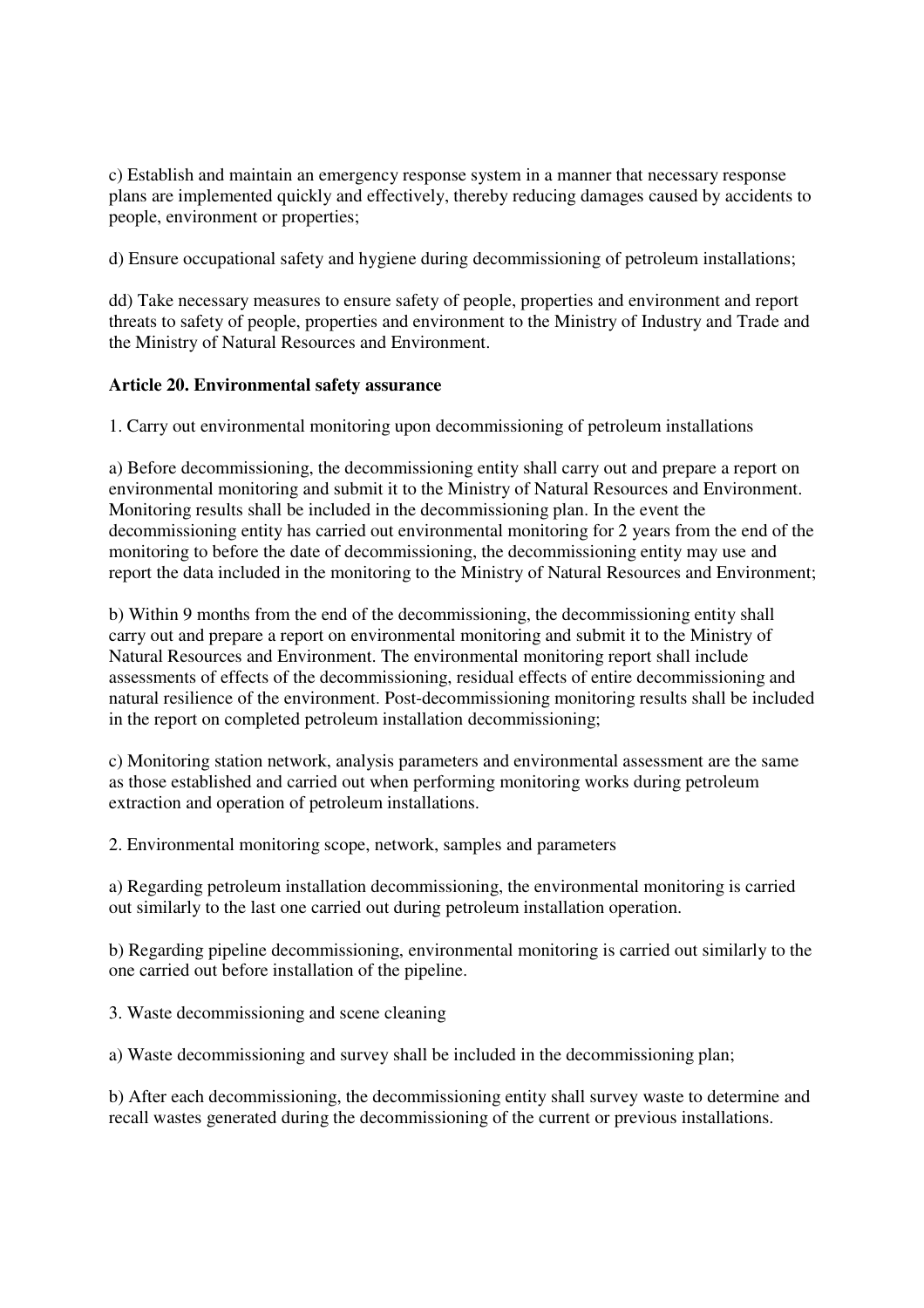c) Establish and maintain an emergency response system in a manner that necessary response plans are implemented quickly and effectively, thereby reducing damages caused by accidents to people, environment or properties;

d) Ensure occupational safety and hygiene during decommissioning of petroleum installations;

dd) Take necessary measures to ensure safety of people, properties and environment and report threats to safety of people, properties and environment to the Ministry of Industry and Trade and the Ministry of Natural Resources and Environment.

**Article 20. Environmental safety assurance**

1. Carry out environmental monitoring upon decommissioning of petroleum installations

a) Before decommissioning, the decommissioning entity shall carry out and prepare a report on environmental monitoring and submit it to the Ministry of Natural Resources and Environment. Monitoring results shall be included in the decommissioning plan. In the event the decommissioning entity has carried out environmental monitoring for 2 years from the end of the monitoring to before the date of decommissioning, the decommissioning entity may use and report the data included in the monitoring to the Ministry of Natural Resources and Environment;

b) Within 9 months from the end of the decommissioning, the decommissioning entity shall carry out and prepare a report on environmental monitoring and submit it to the Ministry of Natural Resources and Environment. The environmental monitoring report shall include assessments of effects of the decommissioning, residual effects of entire decommissioning and natural resilience of the environment. Post-decommissioning monitoring results shall be included in the report on completed petroleum installation decommissioning;

c) Monitoring station network, analysis parameters and environmental assessment are the same as those established and carried out when performing monitoring works during petroleum extraction and operation of petroleum installations.

2. Environmental monitoring scope, network, samples and parameters

a) Regarding petroleum installation decommissioning, the environmental monitoring is carried out similarly to the last one carried out during petroleum installation operation.

b) Regarding pipeline decommissioning, environmental monitoring is carried out similarly to the one carried out before installation of the pipeline.

3. Waste decommissioning and scene cleaning

a) Waste decommissioning and survey shall be included in the decommissioning plan;

b) After each decommissioning, the decommissioning entity shall survey waste to determine and recall wastes generated during the decommissioning of the current or previous installations.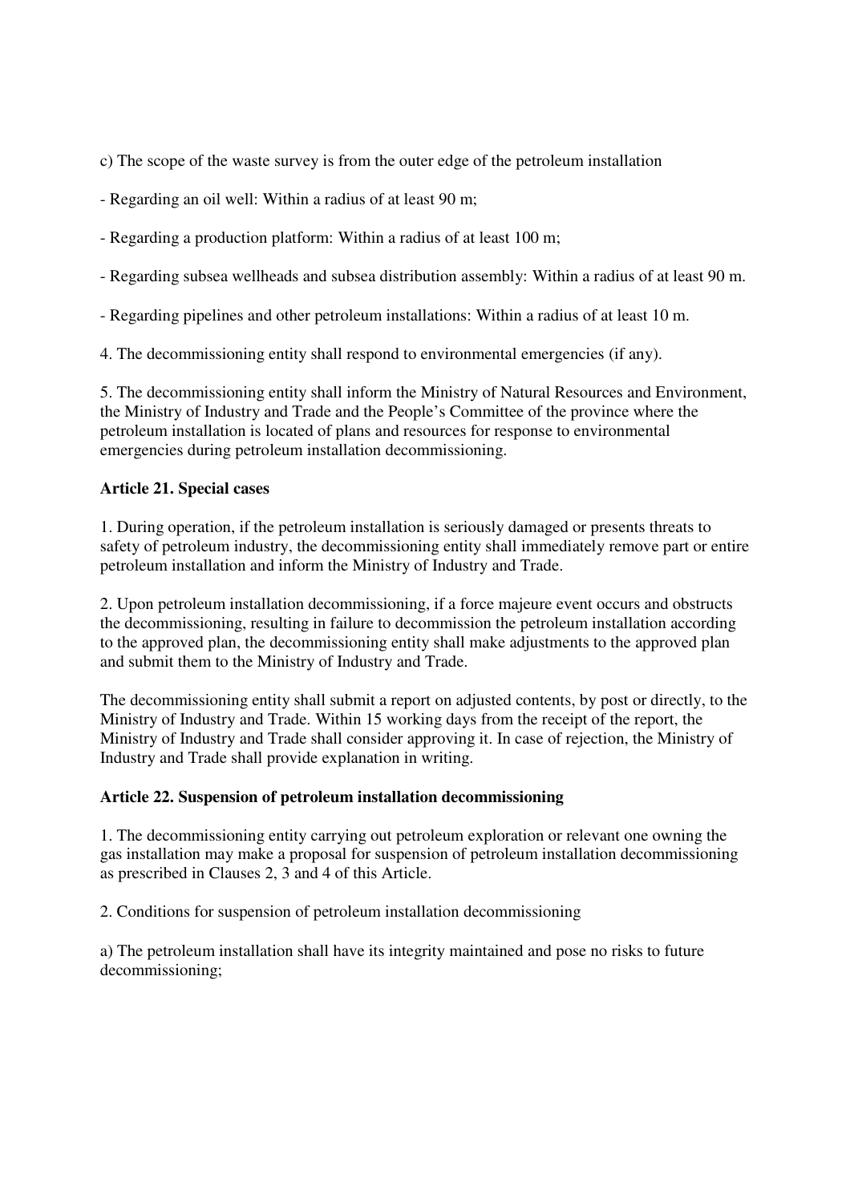c) The scope of the waste survey is from the outer edge of the petroleum installation

- Regarding an oil well: Within a radius of at least 90 m;

- Regarding a production platform: Within a radius of at least 100 m;

- Regarding subsea wellheads and subsea distribution assembly: Within a radius of at least 90 m.

- Regarding pipelines and other petroleum installations: Within a radius of at least 10 m.

4. The decommissioning entity shall respond to environmental emergencies (if any).

5. The decommissioning entity shall inform the Ministry of Natural Resources and Environment, the Ministry of Industry and Trade and the People's Committee of the province where the petroleum installation is located of plans and resources for response to environmental emergencies during petroleum installation decommissioning.

**Article 21. Special cases**

1. During operation, if the petroleum installation is seriously damaged or presents threats to safety of petroleum industry, the decommissioning entity shall immediately remove part or entire petroleum installation and inform the Ministry of Industry and Trade.

2. Upon petroleum installation decommissioning, if a force majeure event occurs and obstructs the decommissioning, resulting in failure to decommission the petroleum installation according to the approved plan, the decommissioning entity shall make adjustments to the approved plan and submit them to the Ministry of Industry and Trade.

The decommissioning entity shall submit a report on adjusted contents, by post or directly, to the Ministry of Industry and Trade. Within 15 working days from the receipt of the report, the Ministry of Industry and Trade shall consider approving it. In case of rejection, the Ministry of Industry and Trade shall provide explanation in writing.

**Article 22. Suspension of petroleum installation decommissioning**

1. The decommissioning entity carrying out petroleum exploration or relevant one owning the gas installation may make a proposal for suspension of petroleum installation decommissioning as prescribed in Clauses 2, 3 and 4 of this Article.

2. Conditions for suspension of petroleum installation decommissioning

a) The petroleum installation shall have its integrity maintained and pose no risks to future decommissioning;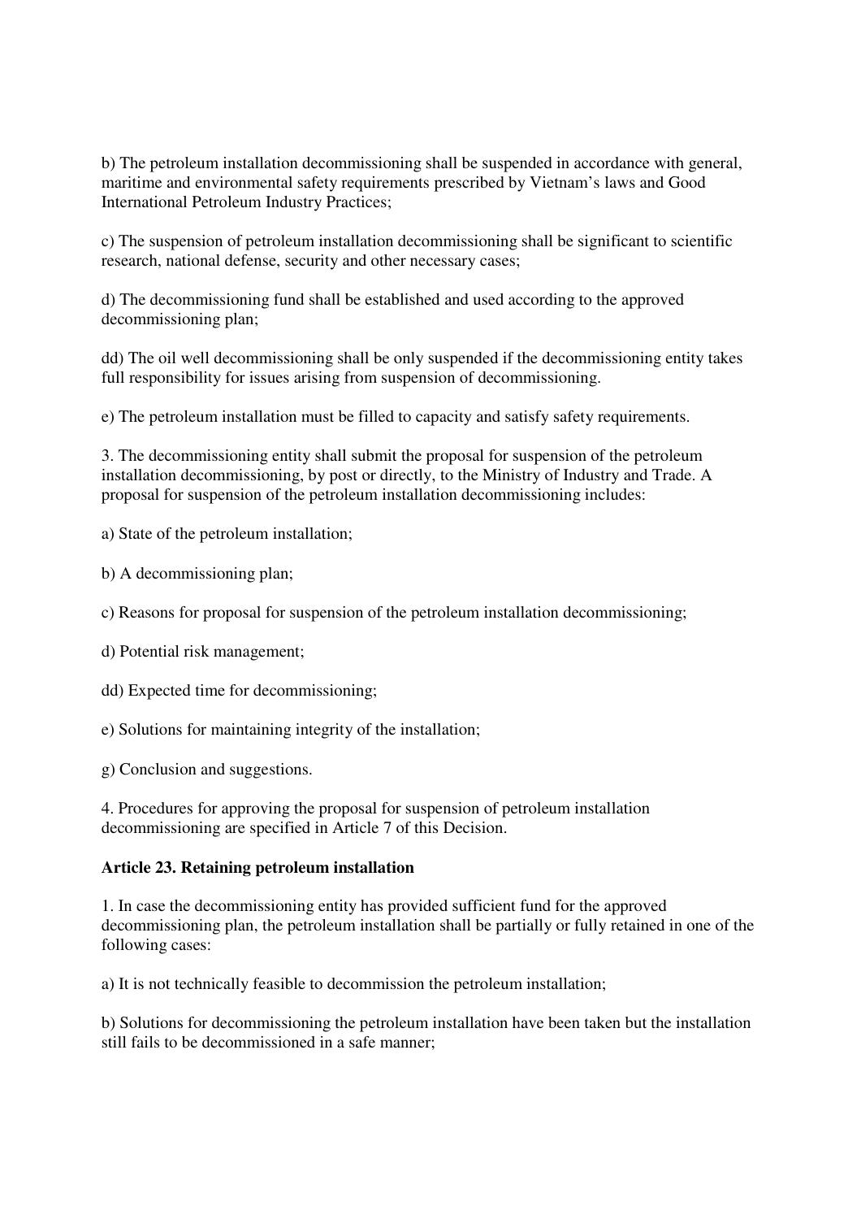b) The petroleum installation decommissioning shall be suspended in accordance with general, maritime and environmental safety requirements prescribed by Vietnam's laws and Good International Petroleum Industry Practices;

c) The suspension of petroleum installation decommissioning shall be significant to scientific research, national defense, security and other necessary cases;

d) The decommissioning fund shall be established and used according to the approved decommissioning plan;

dd) The oil well decommissioning shall be only suspended if the decommissioning entity takes full responsibility for issues arising from suspension of decommissioning.

e) The petroleum installation must be filled to capacity and satisfy safety requirements.

3. The decommissioning entity shall submit the proposal for suspension of the petroleum installation decommissioning, by post or directly, to the Ministry of Industry and Trade. A proposal for suspension of the petroleum installation decommissioning includes:

a) State of the petroleum installation;

b) A decommissioning plan;

c) Reasons for proposal for suspension of the petroleum installation decommissioning;

d) Potential risk management;

dd) Expected time for decommissioning;

e) Solutions for maintaining integrity of the installation;

g) Conclusion and suggestions.

4. Procedures for approving the proposal for suspension of petroleum installation decommissioning are specified in Article 7 of this Decision.

**Article 23. Retaining petroleum installation**

1. In case the decommissioning entity has provided sufficient fund for the approved decommissioning plan, the petroleum installation shall be partially or fully retained in one of the following cases:

a) It is not technically feasible to decommission the petroleum installation;

b) Solutions for decommissioning the petroleum installation have been taken but the installation still fails to be decommissioned in a safe manner;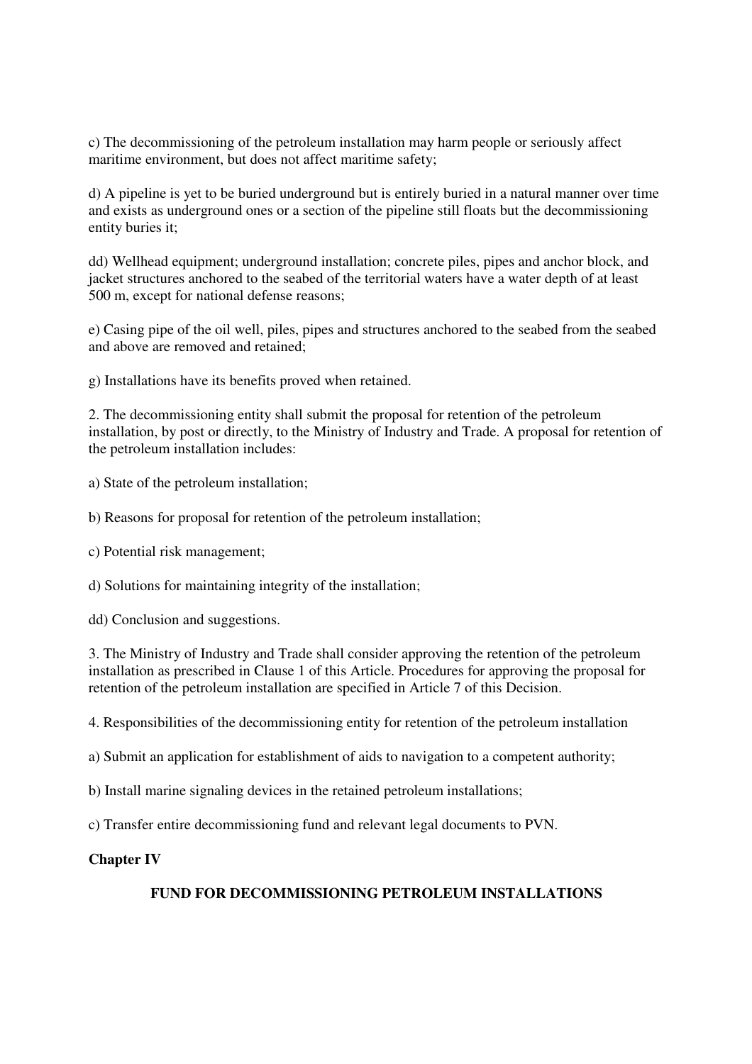c) The decommissioning of the petroleum installation may harm people or seriously affect maritime environment, but does not affect maritime safety;

d) A pipeline is yet to be buried underground but is entirely buried in a natural manner over time and exists as underground ones or a section of the pipeline still floats but the decommissioning entity buries it;

dd) Wellhead equipment; underground installation; concrete piles, pipes and anchor block, and jacket structures anchored to the seabed of the territorial waters have a water depth of at least 500 m, except for national defense reasons;

e) Casing pipe of the oil well, piles, pipes and structures anchored to the seabed from the seabed and above are removed and retained;

g) Installations have its benefits proved when retained.

2. The decommissioning entity shall submit the proposal for retention of the petroleum installation, by post or directly, to the Ministry of Industry and Trade. A proposal for retention of the petroleum installation includes:

a) State of the petroleum installation;

b) Reasons for proposal for retention of the petroleum installation;

c) Potential risk management;

d) Solutions for maintaining integrity of the installation;

dd) Conclusion and suggestions.

3. The Ministry of Industry and Trade shall consider approving the retention of the petroleum installation as prescribed in Clause 1 of this Article. Procedures for approving the proposal for retention of the petroleum installation are specified in Article 7 of this Decision.

4. Responsibilities of the decommissioning entity for retention of the petroleum installation

a) Submit an application for establishment of aids to navigation to a competent authority;

b) Install marine signaling devices in the retained petroleum installations;

c) Transfer entire decommissioning fund and relevant legal documents to PVN.

**Chapter IV**

## FUND FOR DECOMMISSIONING PETROLEUM INSTALLATIONS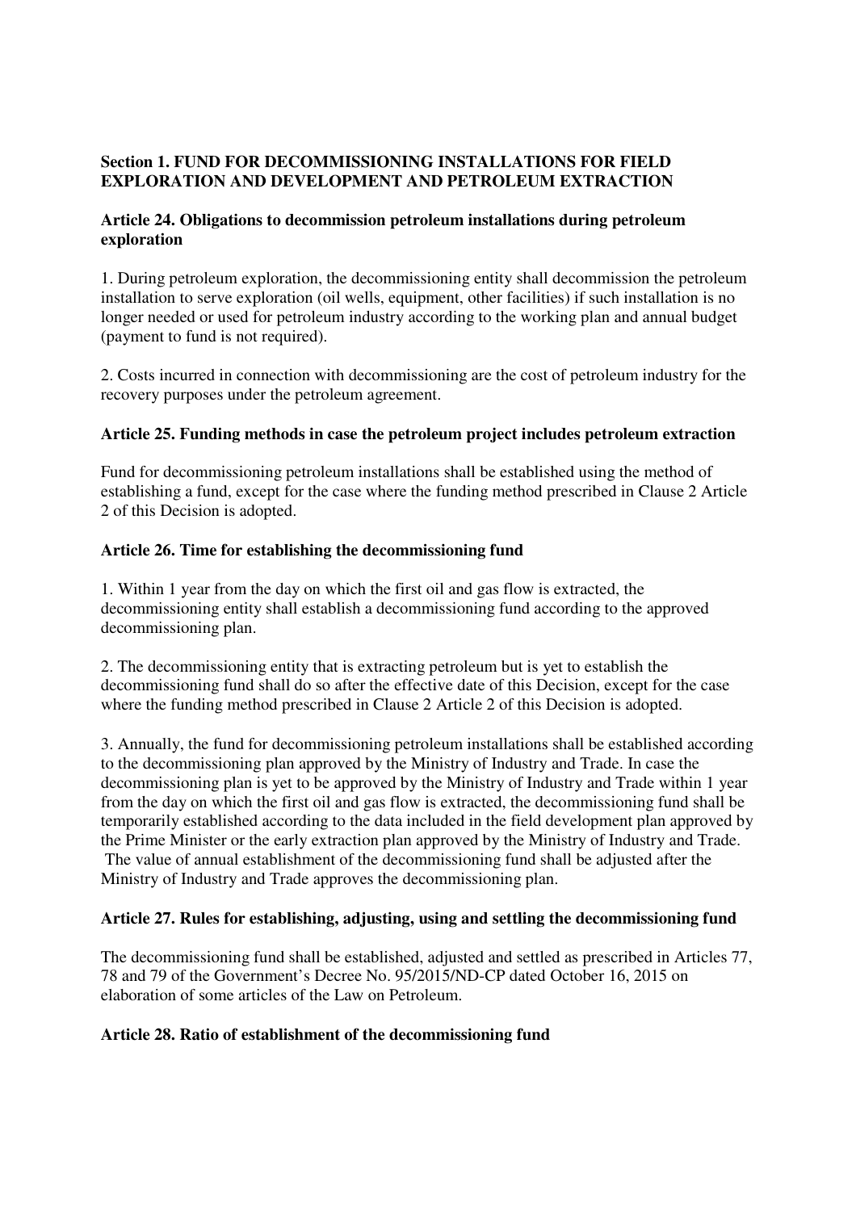## Section 1. FUND FOR DECOMMISSIONING INSTALLATIONS FOR FIELD EXPLORATION AND DEVELOPMENT AND PETROLEUM EXTRACTION

### Article 24. Obligations to decommission petroleum installations during petroleum exploration

1. During petroleum exploration, the decommissioning entity shall decommission the petroleum installation to serve exploration (oil wells, equipment, other facilities) if such installation is no longer needed or used for petroleum industry according to the working plan and annual budget (payment to fund is not required).

2. Costs incurred in connection with decommissioning are the cost of petroleum industry for the recovery purposes under the petroleum agreement.

### Article 25. Funding methods in case the petroleum project includes petroleum extraction

Fund for decommissioning petroleum installations shall be established using the method of establishing a fund, except for the case where the funding method prescribed in Clause 2 Article 2 of this Decision is adopted.

### Article 26. Time for establishing the decommissioning fund

1. Within 1 year from the day on which the first oil and gas flow is extracted, the decommissioning entity shall establish a decommissioning fund according to the approved decommissioning plan.

2. The decommissioning entity that is extracting petroleum but is yet to establish the decommissioning fund shall do so after the effective date of this Decision, except for the case where the funding method prescribed in Clause 2 Article 2 of this Decision is adopted.

3. Annually, the fund for decommissioning petroleum installations shall be established according to the decommissioning plan approved by the Ministry of Industry and Trade. In case the decommissioning plan is yet to be approved by the Ministry of Industry and Trade within 1 year from the day on which the first oil and gas flow is extracted, the decommissioning fund shall be temporarily established according to the data included in the field development plan approved by the Prime Minister or the early extraction plan approved by the Ministry of Industry and Trade. The value of annual establishment of the decommissioning fund shall be adjusted after the Ministry of Industry and Trade approves the decommissioning plan.

### Article 27. Rules for establishing, adjusting, using and settling the decommissioning fund

The decommissioning fund shall be established, adjusted and settled as prescribed in Articles 77, 78 and 79 of the Government's Decree No. 95/2015/ND-CP dated October 16, 2015 on elaboration of some articles of the Law on Petroleum.

### Article 28. Ratio of establishment of the decommissioning fund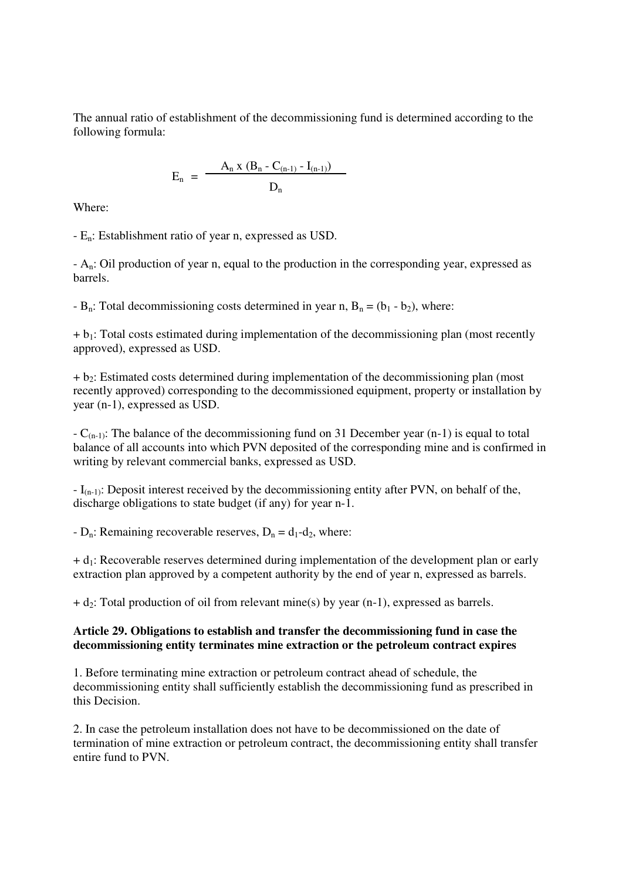The annual ratio of establishment of the decommissioning fund is determined according to the following formula:

$$E_n = \frac{A_n \times (B_n - C_{(n-1)} - I_{(n-1)})}{D_n}$$

Where:

- $E_n$: Establishment ratio of year n, expressed as USD.

- $A_n$: Oil production of year n, equal to the production in the corresponding year, expressed as barrels.

- $B_n$: Total decommissioning costs determined in year n, $B_n = (b_1 - b_2)$, where:

+ $b_1$: Total costs estimated during implementation of the decommissioning plan (most recently approved), expressed as USD.

+ $b_2$: Estimated costs determined during implementation of the decommissioning plan (most recently approved) corresponding to the decommissioned equipment, property or installation by year (n-1), expressed as USD.

- $C_{(n-1)}$: The balance of the decommissioning fund on 31 December year (n-1) is equal to total balance of all accounts into which PVN deposited of the corresponding mine and is confirmed in writing by relevant commercial banks, expressed as USD.

- $I_{(n-1)}$: Deposit interest received by the decommissioning entity after PVN, on behalf of the, discharge obligations to state budget (if any) for year n-1.

- $D_n$: Remaining recoverable reserves, $D_n = d_1 - d_2$, where:

+ $d_1$: Recoverable reserves determined during implementation of the development plan or early extraction plan approved by a competent authority by the end of year n, expressed as barrels.

+ $d_2$: Total production of oil from relevant mine(s) by year (n-1), expressed as barrels.

**Article 29. Obligations to establish and transfer the decommissioning fund in case the decommissioning entity terminates mine extraction or the petroleum contract expires**

1. Before terminating mine extraction or petroleum contract ahead of schedule, the decommissioning entity shall sufficiently establish the decommissioning fund as prescribed in this Decision.

2. In case the petroleum installation does not have to be decommissioned on the date of termination of mine extraction or petroleum contract, the decommissioning entity shall transfer entire fund to PVN.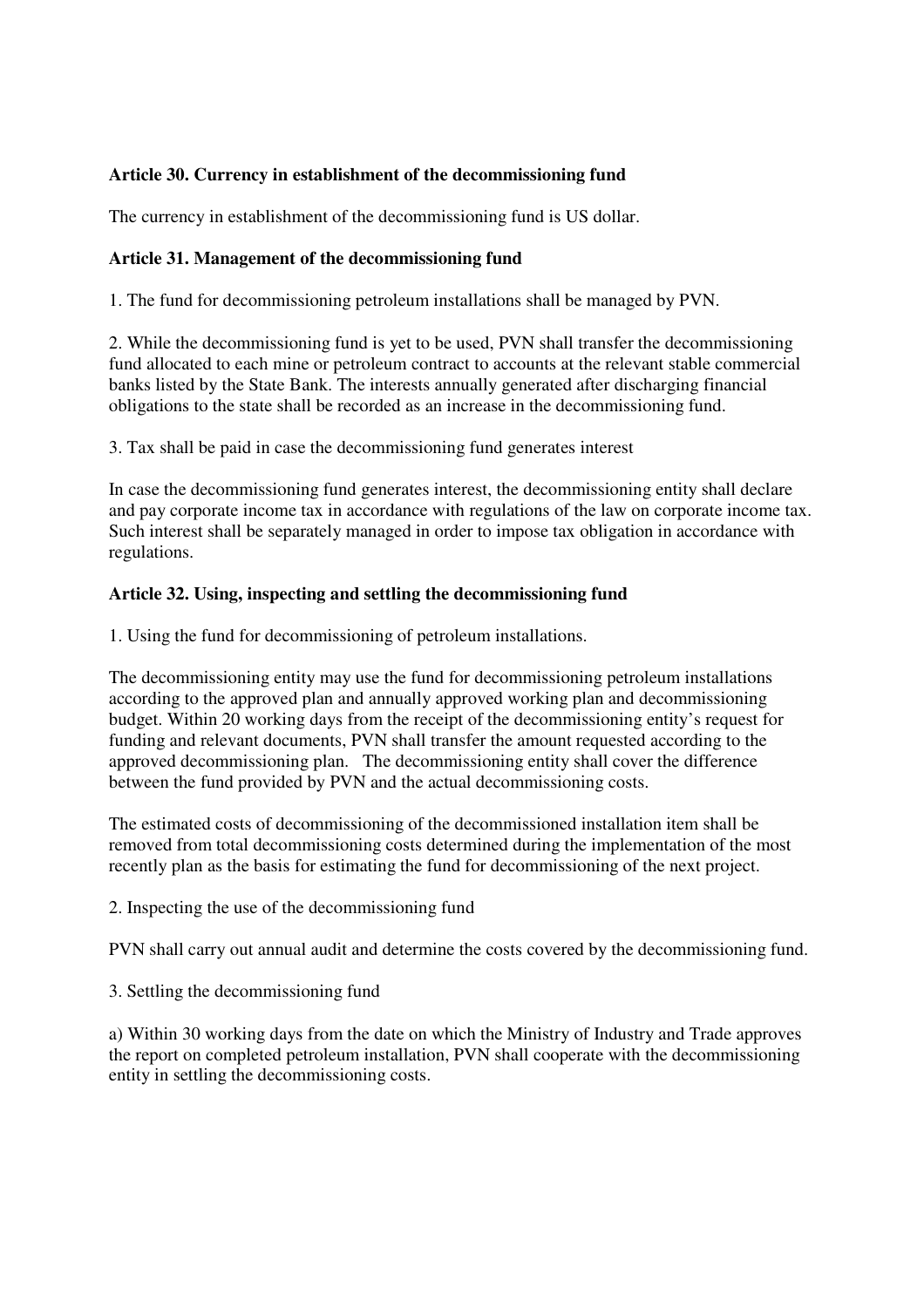**Article 30. Currency in establishment of the decommissioning fund**

The currency in establishment of the decommissioning fund is US dollar.

**Article 31. Management of the decommissioning fund**

1. The fund for decommissioning petroleum installations shall be managed by PVN.

2. While the decommissioning fund is yet to be used, PVN shall transfer the decommissioning fund allocated to each mine or petroleum contract to accounts at the relevant stable commercial banks listed by the State Bank. The interests annually generated after discharging financial obligations to the state shall be recorded as an increase in the decommissioning fund.

3. Tax shall be paid in case the decommissioning fund generates interest

In case the decommissioning fund generates interest, the decommissioning entity shall declare and pay corporate income tax in accordance with regulations of the law on corporate income tax. Such interest shall be separately managed in order to impose tax obligation in accordance with regulations.

**Article 32. Using, inspecting and settling the decommissioning fund**

1. Using the fund for decommissioning of petroleum installations.

The decommissioning entity may use the fund for decommissioning petroleum installations according to the approved plan and annually approved working plan and decommissioning budget. Within 20 working days from the receipt of the decommissioning entity's request for funding and relevant documents, PVN shall transfer the amount requested according to the approved decommissioning plan. The decommissioning entity shall cover the difference between the fund provided by PVN and the actual decommissioning costs.

The estimated costs of decommissioning of the decommissioned installation item shall be removed from total decommissioning costs determined during the implementation of the most recently plan as the basis for estimating the fund for decommissioning of the next project.

2. Inspecting the use of the decommissioning fund

PVN shall carry out annual audit and determine the costs covered by the decommissioning fund.

3. Settling the decommissioning fund

a) Within 30 working days from the date on which the Ministry of Industry and Trade approves the report on completed petroleum installation, PVN shall cooperate with the decommissioning entity in settling the decommissioning costs.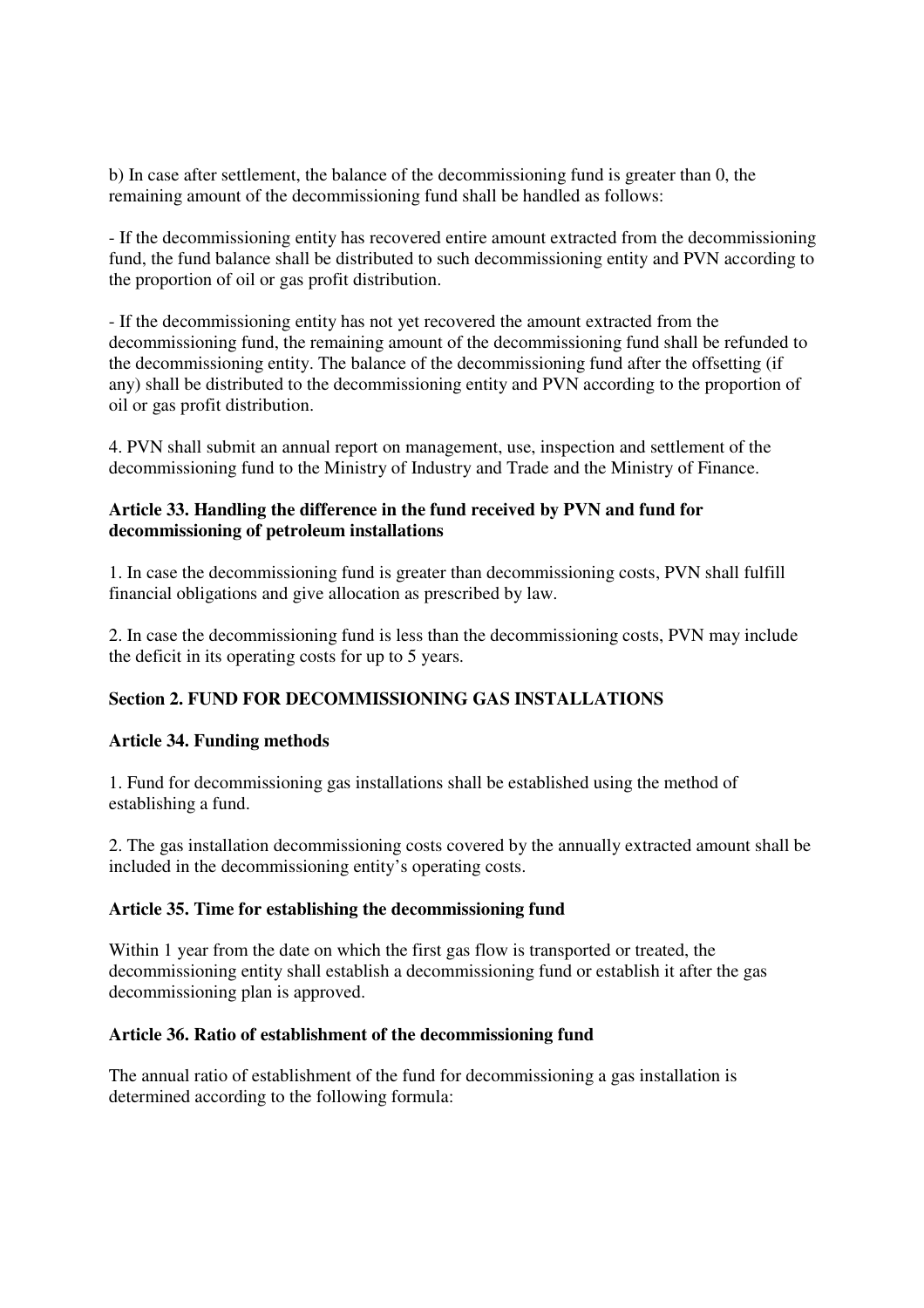b) In case after settlement, the balance of the decommissioning fund is greater than 0, the remaining amount of the decommissioning fund shall be handled as follows:

- If the decommissioning entity has recovered entire amount extracted from the decommissioning fund, the fund balance shall be distributed to such decommissioning entity and PVN according to the proportion of oil or gas profit distribution.

- If the decommissioning entity has not yet recovered the amount extracted from the decommissioning fund, the remaining amount of the decommissioning fund shall be refunded to the decommissioning entity. The balance of the decommissioning fund after the offsetting (if any) shall be distributed to the decommissioning entity and PVN according to the proportion of oil or gas profit distribution.

4. PVN shall submit an annual report on management, use, inspection and settlement of the decommissioning fund to the Ministry of Industry and Trade and the Ministry of Finance.

**Article 33. Handling the difference in the fund received by PVN and fund for decommissioning of petroleum installations**

1. In case the decommissioning fund is greater than decommissioning costs, PVN shall fulfill financial obligations and give allocation as prescribed by law.

2. In case the decommissioning fund is less than the decommissioning costs, PVN may include the deficit in its operating costs for up to 5 years.

**Section 2. FUND FOR DECOMMISSIONING GAS INSTALLATIONS**

**Article 34. Funding methods**

1. Fund for decommissioning gas installations shall be established using the method of establishing a fund.

2. The gas installation decommissioning costs covered by the annually extracted amount shall be included in the decommissioning entity's operating costs.

**Article 35. Time for establishing the decommissioning fund**

Within 1 year from the date on which the first gas flow is transported or treated, the decommissioning entity shall establish a decommissioning fund or establish it after the gas decommissioning plan is approved.

**Article 36. Ratio of establishment of the decommissioning fund**

The annual ratio of establishment of the fund for decommissioning a gas installation is determined according to the following formula: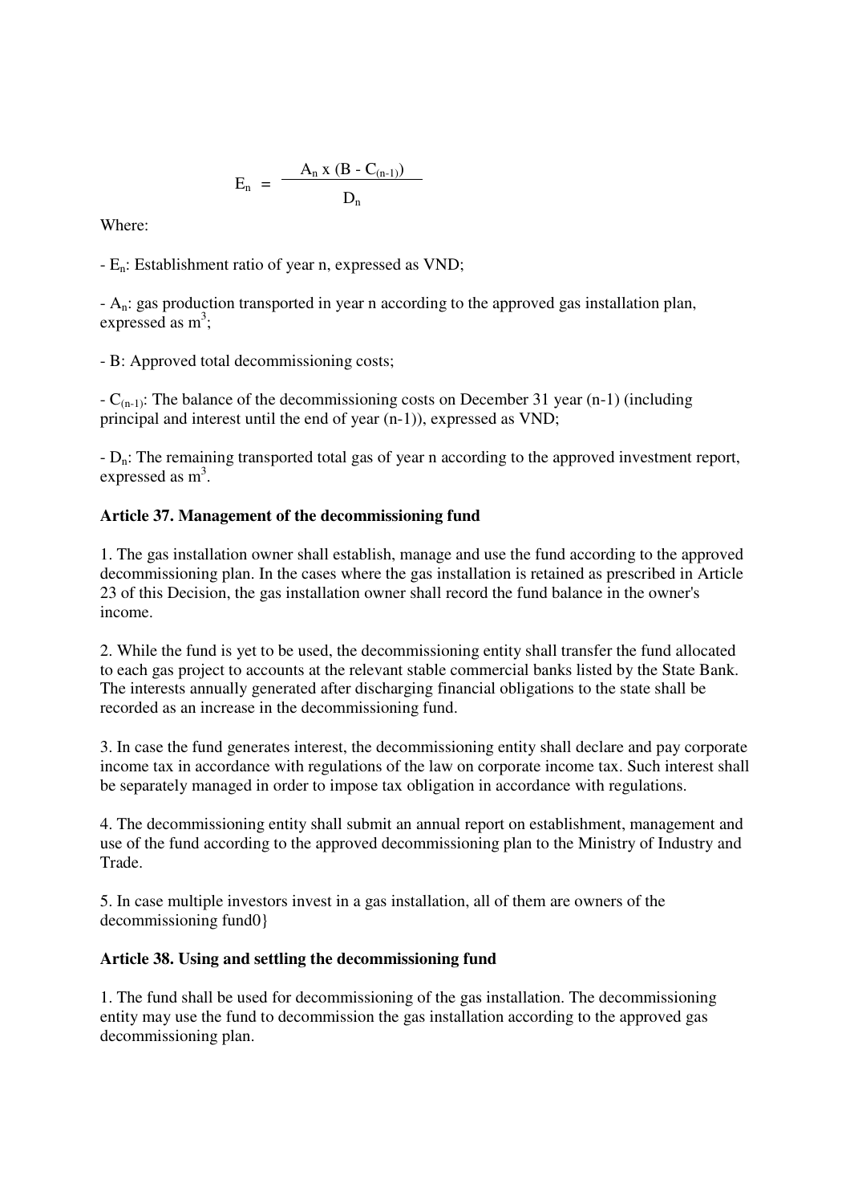$$E_n = \frac{A_n \times (B - C_{(n-1)})}{D_n}$$

Where:

- $E_n$: Establishment ratio of year n, expressed as VND;

- $A_n$: gas production transported in year n according to the approved gas installation plan, expressed as $m^3$;

- B: Approved total decommissioning costs;

- $C_{(n-1)}$: The balance of the decommissioning costs on December 31 year (n-1) (including principal and interest until the end of year (n-1)), expressed as VND;

- $D_n$: The remaining transported total gas of year n according to the approved investment report, expressed as $m^3$.

**Article 37. Management of the decommissioning fund**

1. The gas installation owner shall establish, manage and use the fund according to the approved decommissioning plan. In the cases where the gas installation is retained as prescribed in Article 23 of this Decision, the gas installation owner shall record the fund balance in the owner's income.

2. While the fund is yet to be used, the decommissioning entity shall transfer the fund allocated to each gas project to accounts at the relevant stable commercial banks listed by the State Bank. The interests annually generated after discharging financial obligations to the state shall be recorded as an increase in the decommissioning fund.

3. In case the fund generates interest, the decommissioning entity shall declare and pay corporate income tax in accordance with regulations of the law on corporate income tax. Such interest shall be separately managed in order to impose tax obligation in accordance with regulations.

4. The decommissioning entity shall submit an annual report on establishment, management and use of the fund according to the approved decommissioning plan to the Ministry of Industry and Trade.

5. In case multiple investors invest in a gas installation, all of them are owners of the decommissioning fund0}

**Article 38. Using and settling the decommissioning fund**

1. The fund shall be used for decommissioning of the gas installation. The decommissioning entity may use the fund to decommission the gas installation according to the approved gas decommissioning plan.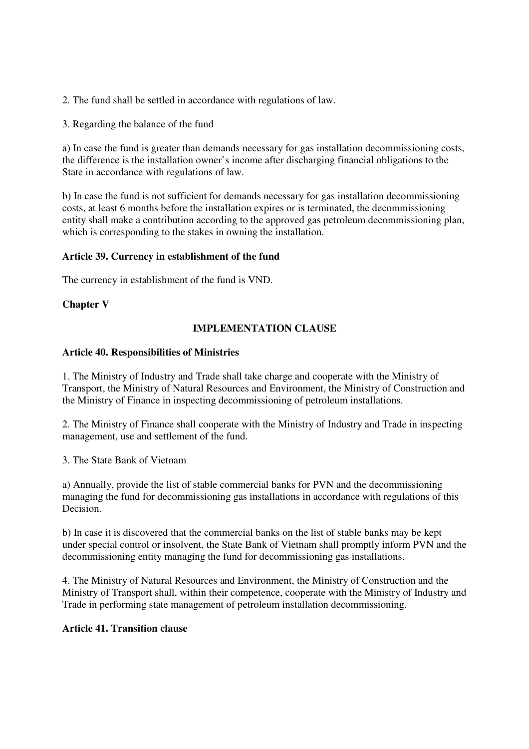2. The fund shall be settled in accordance with regulations of law.

3. Regarding the balance of the fund

a) In case the fund is greater than demands necessary for gas installation decommissioning costs, the difference is the installation owner's income after discharging financial obligations to the State in accordance with regulations of law.

b) In case the fund is not sufficient for demands necessary for gas installation decommissioning costs, at least 6 months before the installation expires or is terminated, the decommissioning entity shall make a contribution according to the approved gas petroleum decommissioning plan, which is corresponding to the stakes in owning the installation.

**Article 39. Currency in establishment of the fund**

The currency in establishment of the fund is VND.

**Chapter V**

**IMPLEMENTATION CLAUSE**

**Article 40. Responsibilities of Ministries**

1. The Ministry of Industry and Trade shall take charge and cooperate with the Ministry of Transport, the Ministry of Natural Resources and Environment, the Ministry of Construction and the Ministry of Finance in inspecting decommissioning of petroleum installations.

2. The Ministry of Finance shall cooperate with the Ministry of Industry and Trade in inspecting management, use and settlement of the fund.

3. The State Bank of Vietnam

a) Annually, provide the list of stable commercial banks for PVN and the decommissioning managing the fund for decommissioning gas installations in accordance with regulations of this Decision.

b) In case it is discovered that the commercial banks on the list of stable banks may be kept under special control or insolvent, the State Bank of Vietnam shall promptly inform PVN and the decommissioning entity managing the fund for decommissioning gas installations.

4. The Ministry of Natural Resources and Environment, the Ministry of Construction and the Ministry of Transport shall, within their competence, cooperate with the Ministry of Industry and Trade in performing state management of petroleum installation decommissioning.

**Article 41. Transition clause**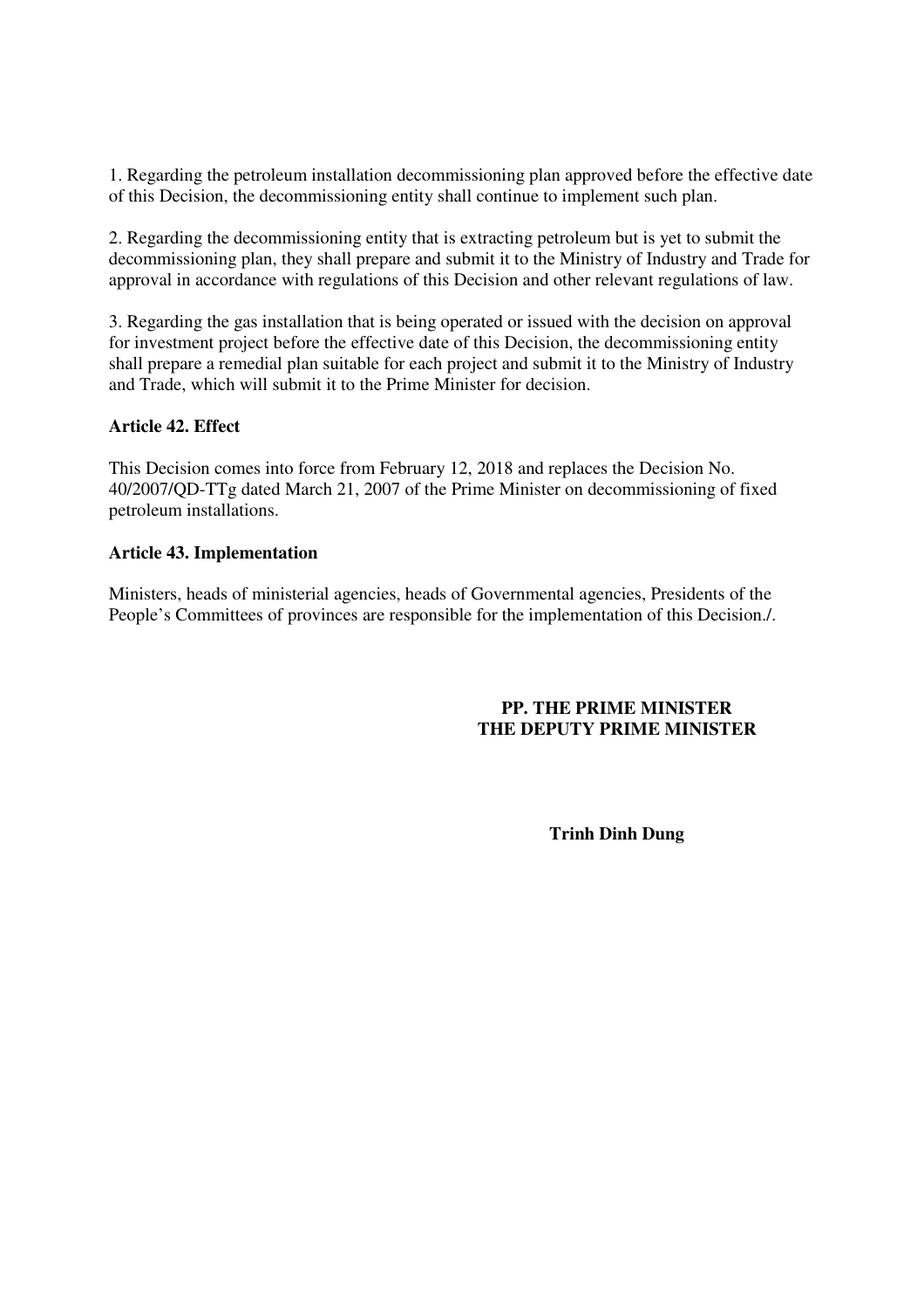1. Regarding the petroleum installation decommissioning plan approved before the effective date of this Decision, the decommissioning entity shall continue to implement such plan.

2. Regarding the decommissioning entity that is extracting petroleum but is yet to submit the decommissioning plan, they shall prepare and submit it to the Ministry of Industry and Trade for approval in accordance with regulations of this Decision and other relevant regulations of law.

3. Regarding the gas installation that is being operated or issued with the decision on approval for investment project before the effective date of this Decision, the decommissioning entity shall prepare a remedial plan suitable for each project and submit it to the Ministry of Industry and Trade, which will submit it to the Prime Minister for decision.

**Article 42. Effect**

This Decision comes into force from February 12, 2018 and replaces the Decision No. 40/2007/QD-TTg dated March 21, 2007 of the Prime Minister on decommissioning of fixed petroleum installations.

**Article 43. Implementation**

Ministers, heads of ministerial agencies, heads of Governmental agencies, Presidents of the People's Committees of provinces are responsible for the implementation of this Decision./.

**PP. THE PRIME MINISTER**
**THE DEPUTY PRIME MINISTER**

**Trinh Dinh Dung**